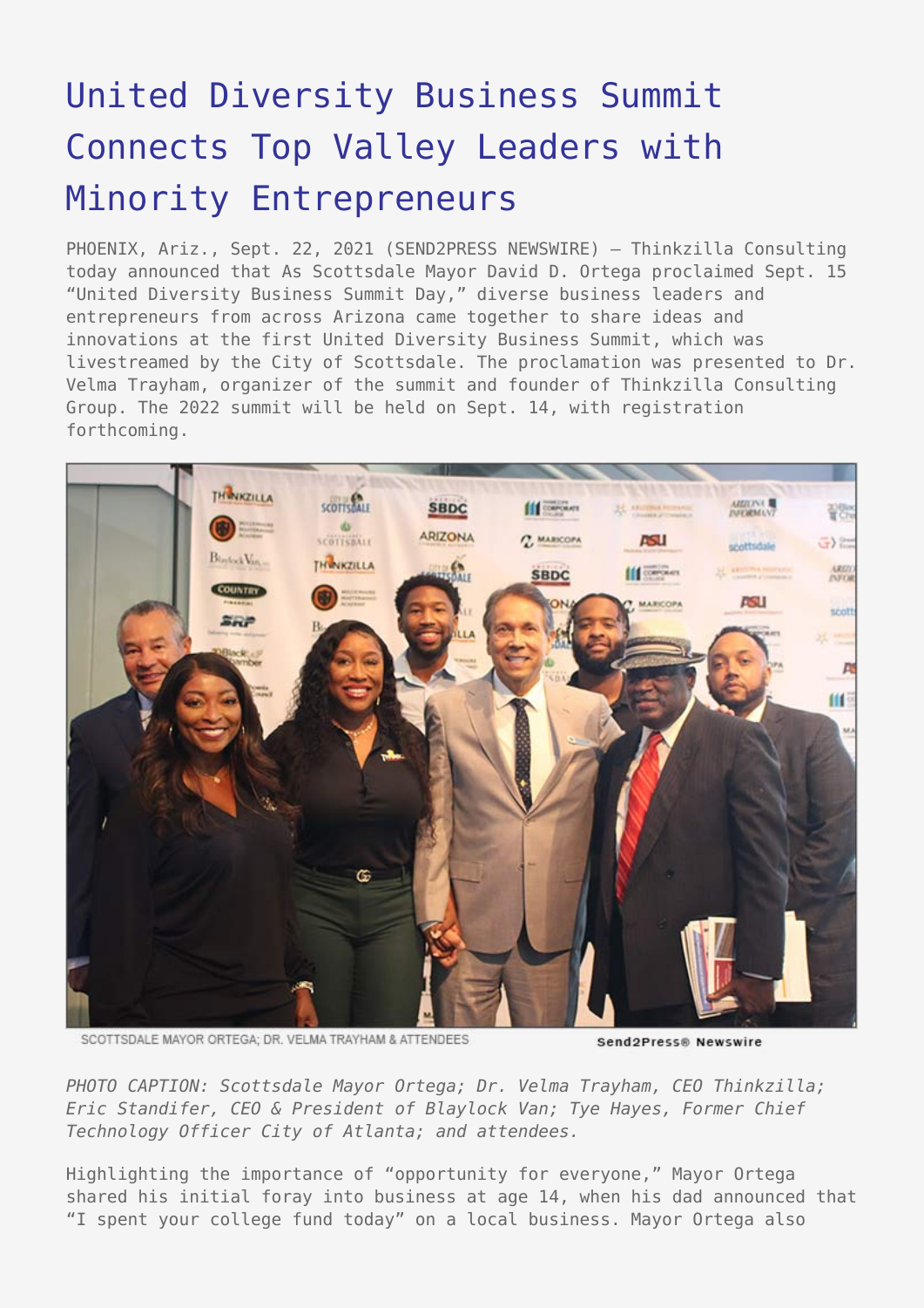# United Diversity Business Summit Connects Top Valley Leaders with Minority Entrepreneurs

PHOENIX, Ariz., Sept. 22, 2021 (SEND2PRESS NEWSWIRE) — Thinkzilla Consulting today announced that As Scottsdale Mayor David D. Ortega proclaimed Sept. 15 "United Diversity Business Summit Day," diverse business leaders and entrepreneurs from across Arizona came together to share ideas and innovations at the first United Diversity Business Summit, which was livestreamed by the City of Scottsdale. The proclamation was presented to Dr. Velma Trayham, organizer of the summit and founder of Thinkzilla Consulting Group. The 2022 summit will be held on Sept. 14, with registration forthcoming.

SCOTTSDALE MAYOR ORTEGA; DR. VELMA TRAYHAM & ATTENDEES

Send2Press® Newswire

*PHOTO CAPTION: Scottsdale Mayor Ortega; Dr. Velma Trayham, CEO Thinkzilla; Eric Standifer, CEO & President of Blaylock Van; Tye Hayes, Former Chief Technology Officer City of Atlanta; and attendees.*

Highlighting the importance of "opportunity for everyone," Mayor Ortega shared his initial foray into business at age 14, when his dad announced that "I spent your college fund today" on a local business. Mayor Ortega also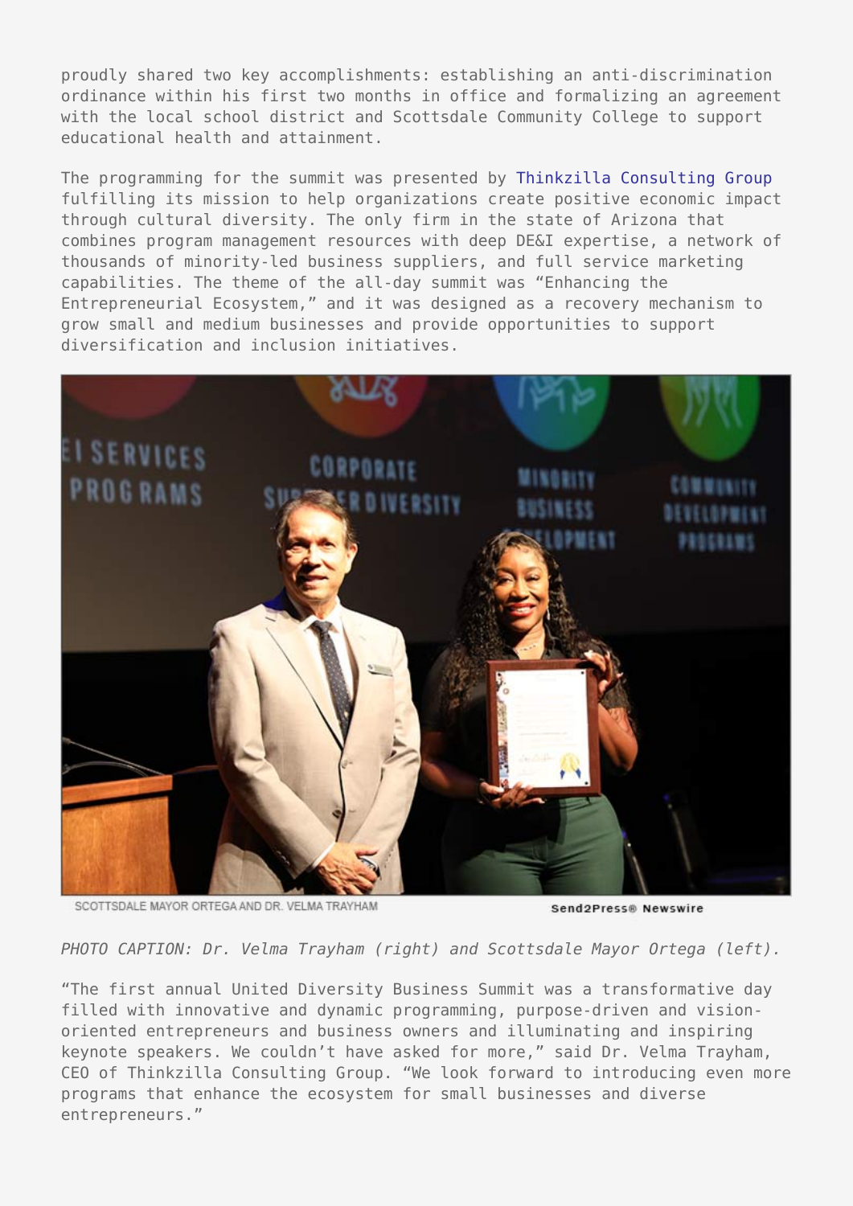proudly shared two key accomplishments: establishing an anti-discrimination ordinance within his first two months in office and formalizing an agreement with the local school district and Scottsdale Community College to support educational health and attainment.

The programming for the summit was presented by Thinkzilla Consulting Group fulfilling its mission to help organizations create positive economic impact through cultural diversity. The only firm in the state of Arizona that combines program management resources with deep DE&I expertise, a network of thousands of minority-led business suppliers, and full service marketing capabilities. The theme of the all-day summit was "Enhancing the Entrepreneurial Ecosystem," and it was designed as a recovery mechanism to grow small and medium businesses and provide opportunities to support diversification and inclusion initiatives.

SCOTTSDALE MAYOR ORTEGA AND DR. VELMA TRAYHAM

*PHOTO CAPTION: Dr. Velma Trayham (right) and Scottsdale Mayor Ortega (left).*

"The first annual United Diversity Business Summit was a transformative day filled with innovative and dynamic programming, purpose-driven and vision-oriented entrepreneurs and business owners and illuminating and inspiring keynote speakers. We couldn't have asked for more," said Dr. Velma Trayham, CEO of Thinkzilla Consulting Group. "We look forward to introducing even more programs that enhance the ecosystem for small businesses and diverse entrepreneurs."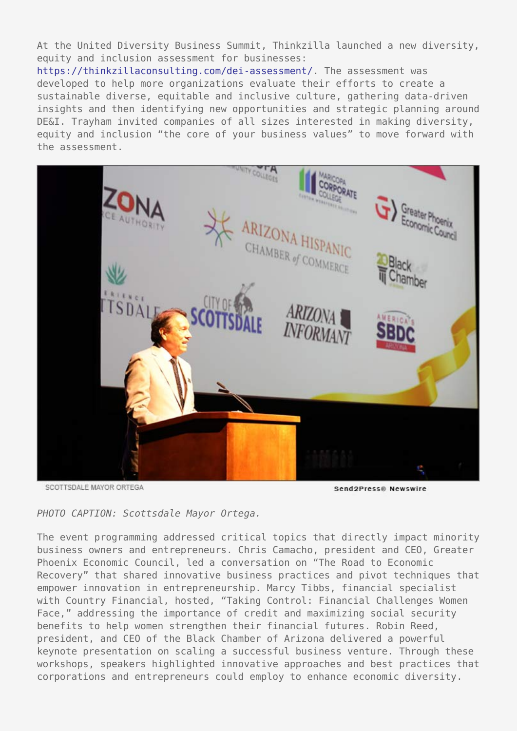At the United Diversity Business Summit, Thinkzilla launched a new diversity, equity and inclusion assessment for businesses: https://thinkzillaconsulting.com/dei-assessment/. The assessment was developed to help more organizations evaluate their efforts to create a sustainable diverse, equitable and inclusive culture, gathering data-driven insights and then identifying new opportunities and strategic planning around DE&I. Trayham invited companies of all sizes interested in making diversity, equity and inclusion "the core of your business values" to move forward with the assessment.

*PHOTO CAPTION: Scottsdale Mayor Ortega.*

The event programming addressed critical topics that directly impact minority business owners and entrepreneurs. Chris Camacho, president and CEO, Greater Phoenix Economic Council, led a conversation on "The Road to Economic Recovery" that shared innovative business practices and pivot techniques that empower innovation in entrepreneurship. Marcy Tibbs, financial specialist with Country Financial, hosted, "Taking Control: Financial Challenges Women Face," addressing the importance of credit and maximizing social security benefits to help women strengthen their financial futures. Robin Reed, president, and CEO of the Black Chamber of Arizona delivered a powerful keynote presentation on scaling a successful business venture. Through these workshops, speakers highlighted innovative approaches and best practices that corporations and entrepreneurs could employ to enhance economic diversity.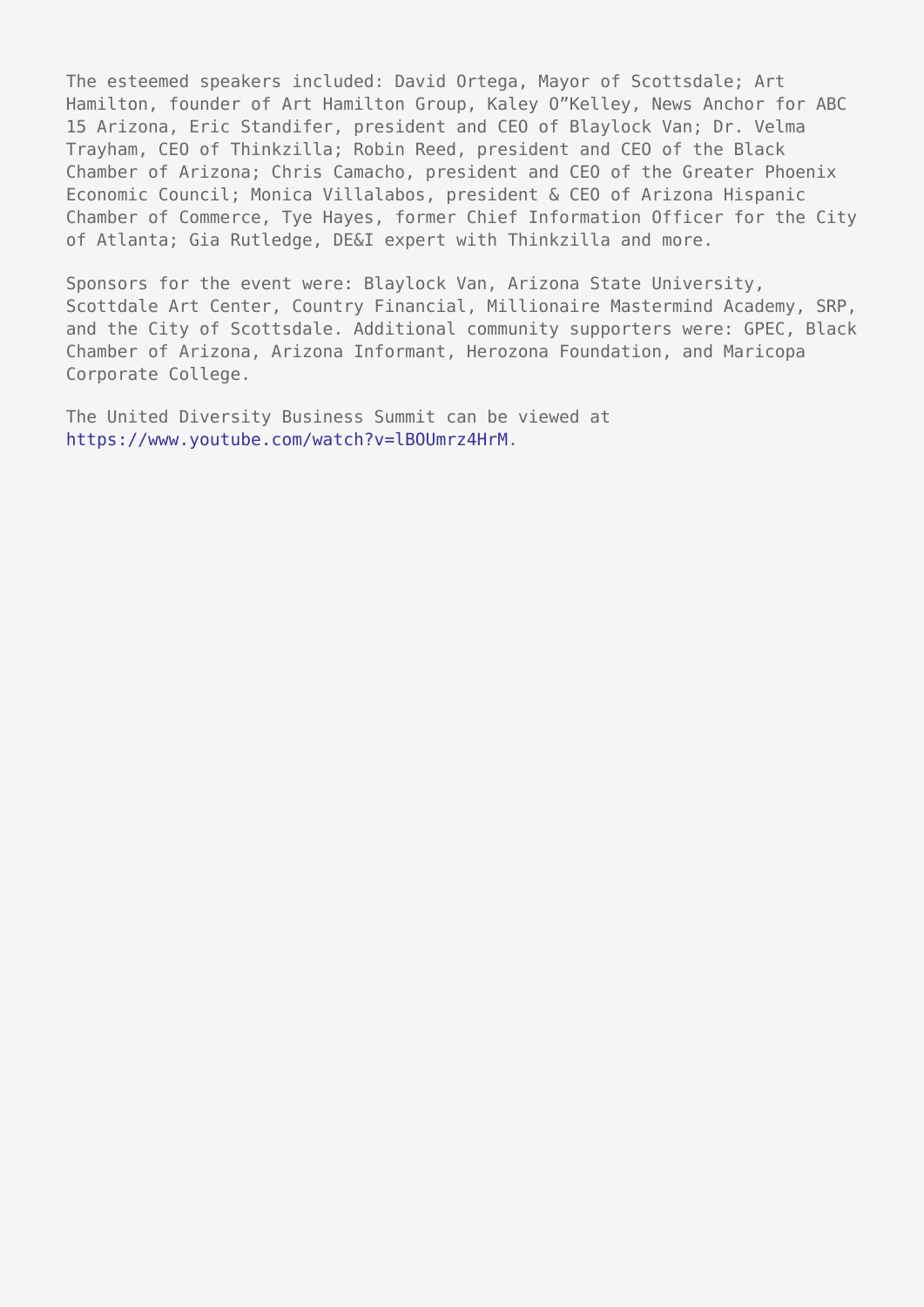The esteemed speakers included: David Ortega, Mayor of Scottsdale; Art Hamilton, founder of Art Hamilton Group, Kaley O"Kelley, News Anchor for ABC 15 Arizona, Eric Standifer, president and CEO of Blaylock Van; Dr. Velma Trayham, CEO of Thinkzilla; Robin Reed, president and CEO of the Black Chamber of Arizona; Chris Camacho, president and CEO of the Greater Phoenix Economic Council; Monica Villalabos, president & CEO of Arizona Hispanic Chamber of Commerce, Tye Hayes, former Chief Information Officer for the City of Atlanta; Gia Rutledge, DE&I expert with Thinkzilla and more.

Sponsors for the event were: Blaylock Van, Arizona State University, Scottdale Art Center, Country Financial, Millionaire Mastermind Academy, SRP, and the City of Scottsdale. Additional community supporters were: GPEC, Black Chamber of Arizona, Arizona Informant, Herozona Foundation, and Maricopa Corporate College.

The United Diversity Business Summit can be viewed at https://www.youtube.com/watch?v=lBOUmrz4HrM.